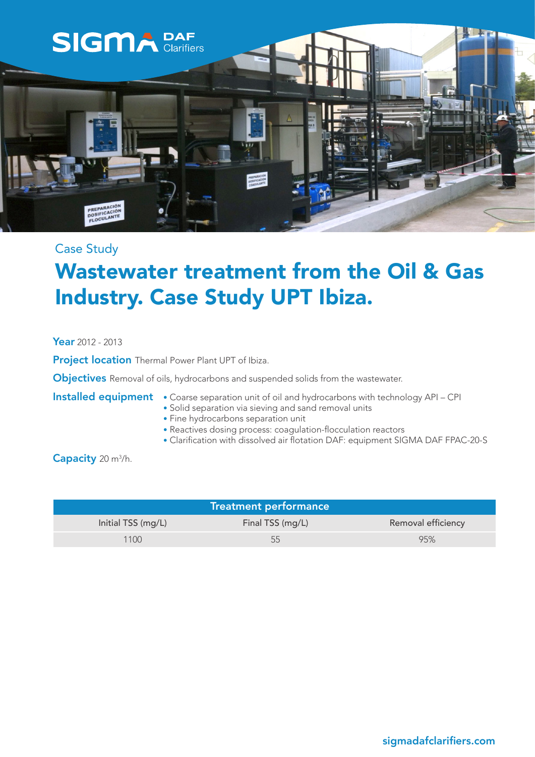SIGMA DAF Clarifiers

Case Study

# Wastewater treatment from the Oil & Gas Industry. Case Study UPT Ibiza.

**Year** 2012 - 2013

**Project location** Thermal Power Plant UPT of Ibiza.

**Objectives** Removal of oils, hydrocarbons and suspended solids from the wastewater.

**Installed equipment**

- Coarse separation unit of oil and hydrocarbons with technology API – CPI
- Solid separation via sieving and sand removal units
- Fine hydrocarbons separation unit
- Reactives dosing process: coagulation-flocculation reactors
- Clarification with dissolved air flotation DAF: equipment SIGMA DAF FPAC-20-S

**Capacity** 20 $m^3$/h.

| Treatment performance | | |
|---|---|---|
| Initial TSS (mg/L) | Final TSS (mg/L) | Removal efficiency |
| 1100 | 55 | 95% |

sigmadafclarifiers.com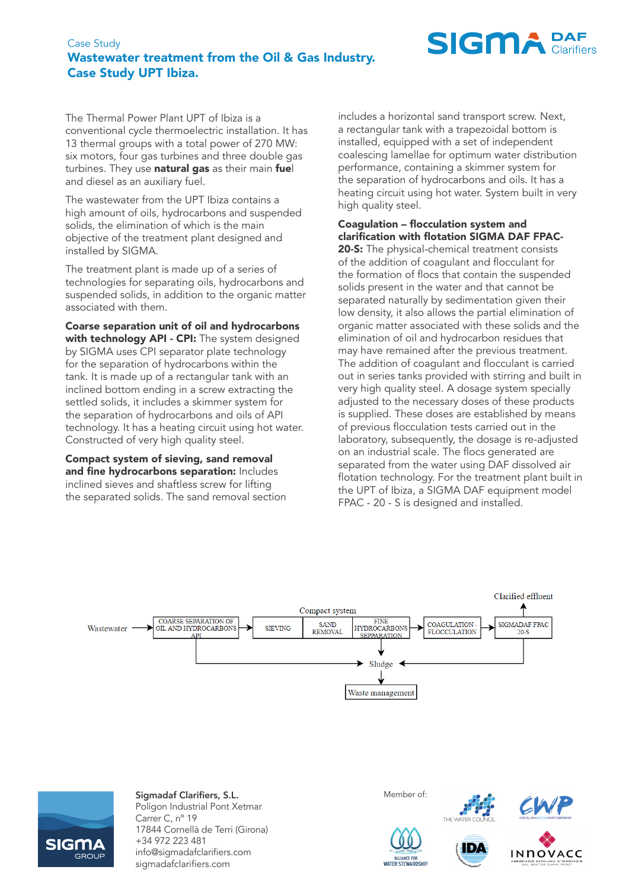Case Study

# Wastewater treatment from the Oil & Gas Industry. Case Study UPT Ibiza.

The Thermal Power Plant UPT of Ibiza is a conventional cycle thermoelectric installation. It has 13 thermal groups with a total power of 270 MW: six motors, four gas turbines and three double gas turbines. They use **natural gas** as their main **fue**l and diesel as an auxiliary fuel.

The wastewater from the UPT Ibiza contains a high amount of oils, hydrocarbons and suspended solids, the elimination of which is the main objective of the treatment plant designed and installed by SIGMA.

The treatment plant is made up of a series of technologies for separating oils, hydrocarbons and suspended solids, in addition to the organic matter associated with them.

**Coarse separation unit of oil and hydrocarbons with technology API - CPI:** The system designed by SIGMA uses CPI separator plate technology for the separation of hydrocarbons within the tank. It is made up of a rectangular tank with an inclined bottom ending in a screw extracting the settled solids, it includes a skimmer system for the separation of hydrocarbons and oils of API technology. It has a heating circuit using hot water. Constructed of very high quality steel.

**Compact system of sieving, sand removal and fine hydrocarbons separation:** Includes inclined sieves and shaftless screw for lifting the separated solids. The sand removal section includes a horizontal sand transport screw. Next, a rectangular tank with a trapezoidal bottom is installed, equipped with a set of independent coalescing lamellae for optimum water distribution performance, containing a skimmer system for the separation of hydrocarbons and oils. It has a heating circuit using hot water. System built in very high quality steel.

**Coagulation – flocculation system and clarification with flotation SIGMA DAF FPAC-20-S:** The physical-chemical treatment consists of the addition of coagulant and flocculant for the formation of flocs that contain the suspended solids present in the water and that cannot be separated naturally by sedimentation given their low density, it also allows the partial elimination of organic matter associated with these solids and the elimination of oil and hydrocarbon residues that may have remained after the previous treatment. The addition of coagulant and flocculant is carried out in series tanks provided with stirring and built in very high quality steel. A dosage system specially adjusted to the necessary doses of these products is supplied. These doses are established by means of previous flocculation tests carried out in the laboratory, subsequently, the dosage is re-adjusted on an industrial scale. The flocs generated are separated from the water using DAF dissolved air flotation technology. For the treatment plant built in the UPT of Ibiza, a SIGMA DAF equipment model FPAC - 20 - S is designed and installed.

Wastewater
COARSE SEPARATION OF OIL AND HYDROCARBONS API
Compact system
SIEVING
SAND REMOVAL
FINE HYDROCARBONS SEPPARATION
COAGULATION - FLOCCULATION
SIGMADAF FPAC 20-S
Clarified effluent
Sludge
Waste management

**Sigmadaf Clarifiers, S.L.**
Polígon Industrial Pont Xetmar
Carrer C, nº 19
17844 Cornellà de Terri (Girona)
+34 972 223 481
info@sigmadafclarifiers.com
sigmadafclarifiers.com

Member of: